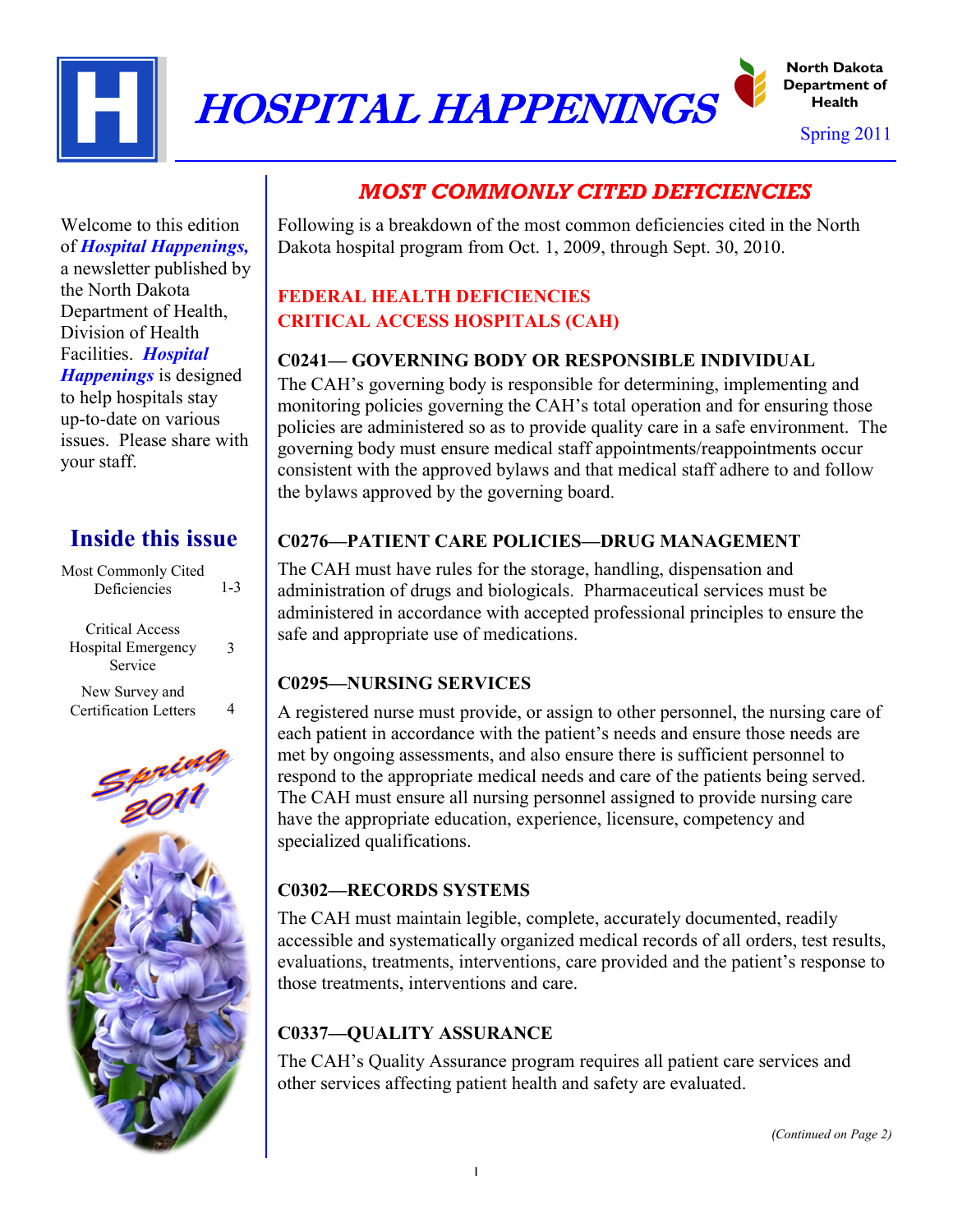# HOSPITAL HAPPENINGS

North Dakota Department of Health

Spring 2011

Welcome to this edition of ***Hospital Happenings,*** a newsletter published by the North Dakota Department of Health, Division of Health Facilities. ***Hospital Happenings*** is designed to help hospitals stay up-to-date on various issues. Please share with your staff.

## Inside this issue

| | |
|---|---|
| Most Commonly Cited Deficiencies | 1-3 |
| Critical Access Hospital Emergency Service | 3 |
| New Survey and Certification Letters | 4 |

Spring 2011

## *MOST COMMONLY CITED DEFICIENCIES*

Following is a breakdown of the most common deficiencies cited in the North Dakota hospital program from Oct. 1, 2009, through Sept. 30, 2010.

### FEDERAL HEALTH DEFICIENCIES
### CRITICAL ACCESS HOSPITALS (CAH)

#### C0241— GOVERNING BODY OR RESPONSIBLE INDIVIDUAL

The CAH's governing body is responsible for determining, implementing and monitoring policies governing the CAH's total operation and for ensuring those policies are administered so as to provide quality care in a safe environment. The governing body must ensure medical staff appointments/reappointments occur consistent with the approved bylaws and that medical staff adhere to and follow the bylaws approved by the governing board.

#### C0276—PATIENT CARE POLICIES—DRUG MANAGEMENT

The CAH must have rules for the storage, handling, dispensation and administration of drugs and biologicals. Pharmaceutical services must be administered in accordance with accepted professional principles to ensure the safe and appropriate use of medications.

#### C0295—NURSING SERVICES

A registered nurse must provide, or assign to other personnel, the nursing care of each patient in accordance with the patient's needs and ensure those needs are met by ongoing assessments, and also ensure there is sufficient personnel to respond to the appropriate medical needs and care of the patients being served. The CAH must ensure all nursing personnel assigned to provide nursing care have the appropriate education, experience, licensure, competency and specialized qualifications.

#### C0302—RECORDS SYSTEMS

The CAH must maintain legible, complete, accurately documented, readily accessible and systematically organized medical records of all orders, test results, evaluations, treatments, interventions, care provided and the patient's response to those treatments, interventions and care.

#### C0337—QUALITY ASSURANCE

The CAH's Quality Assurance program requires all patient care services and other services affecting patient health and safety are evaluated.

*(Continued on Page 2)*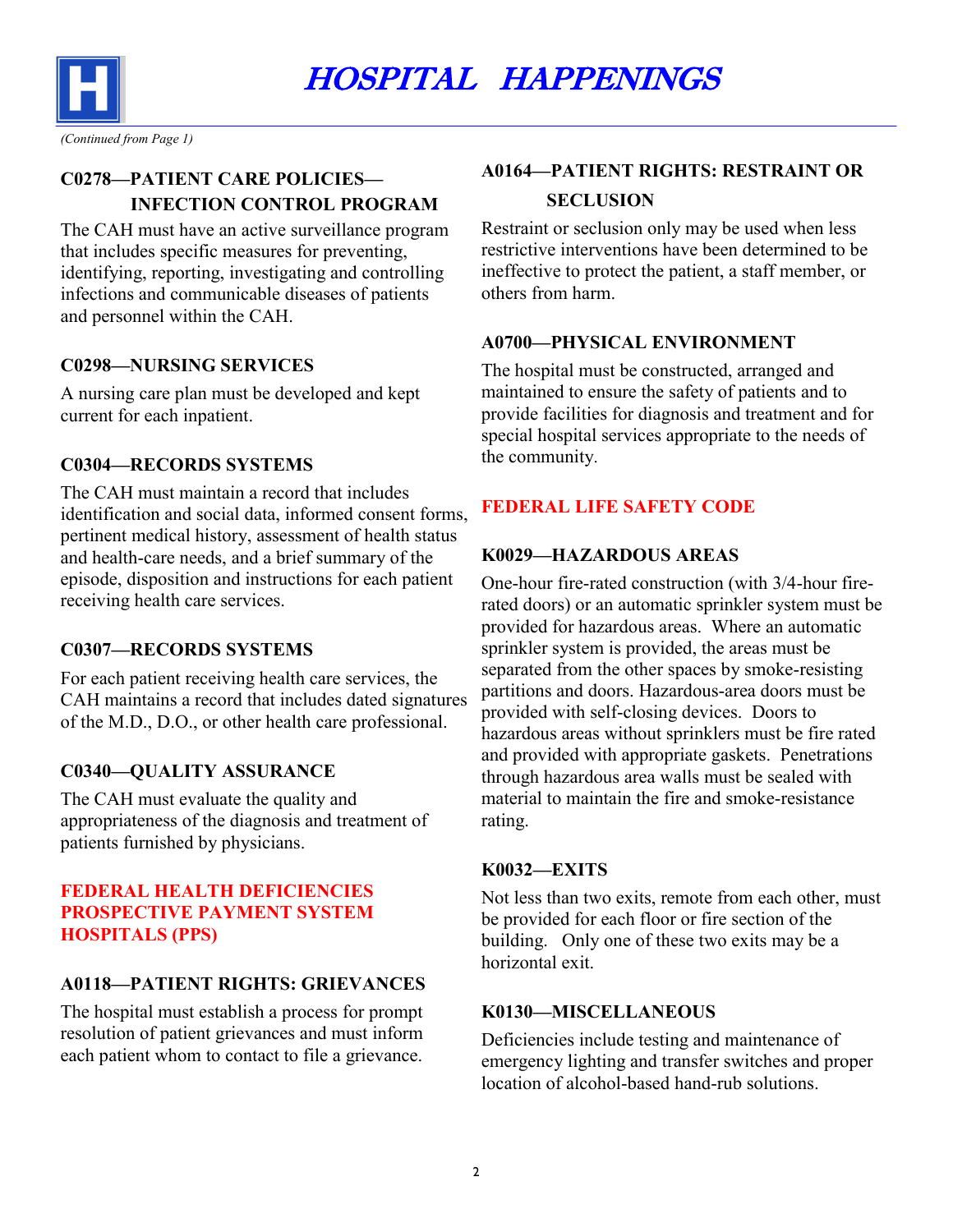# HOSPITAL HAPPENINGS

*(Continued from Page 1)*

### C0278—PATIENT CARE POLICIES—INFECTION CONTROL PROGRAM

The CAH must have an active surveillance program that includes specific measures for preventing, identifying, reporting, investigating and controlling infections and communicable diseases of patients and personnel within the CAH.

### C0298—NURSING SERVICES

A nursing care plan must be developed and kept current for each inpatient.

### C0304—RECORDS SYSTEMS

The CAH must maintain a record that includes identification and social data, informed consent forms, pertinent medical history, assessment of health status and health-care needs, and a brief summary of the episode, disposition and instructions for each patient receiving health care services.

### C0307—RECORDS SYSTEMS

For each patient receiving health care services, the CAH maintains a record that includes dated signatures of the M.D., D.O., or other health care professional.

### C0340—QUALITY ASSURANCE

The CAH must evaluate the quality and appropriateness of the diagnosis and treatment of patients furnished by physicians.

## FEDERAL HEALTH DEFICIENCIES PROSPECTIVE PAYMENT SYSTEM HOSPITALS (PPS)

### A0118—PATIENT RIGHTS: GRIEVANCES

The hospital must establish a process for prompt resolution of patient grievances and must inform each patient whom to contact to file a grievance.

### A0164—PATIENT RIGHTS: RESTRAINT OR SECLUSION

Restraint or seclusion only may be used when less restrictive interventions have been determined to be ineffective to protect the patient, a staff member, or others from harm.

### A0700—PHYSICAL ENVIRONMENT

The hospital must be constructed, arranged and maintained to ensure the safety of patients and to provide facilities for diagnosis and treatment and for special hospital services appropriate to the needs of the community.

## FEDERAL LIFE SAFETY CODE

### K0029—HAZARDOUS AREAS

One-hour fire-rated construction (with 3/4-hour fire-rated doors) or an automatic sprinkler system must be provided for hazardous areas. Where an automatic sprinkler system is provided, the areas must be separated from the other spaces by smoke-resisting partitions and doors. Hazardous-area doors must be provided with self-closing devices. Doors to hazardous areas without sprinklers must be fire rated and provided with appropriate gaskets. Penetrations through hazardous area walls must be sealed with material to maintain the fire and smoke-resistance rating.

### K0032—EXITS

Not less than two exits, remote from each other, must be provided for each floor or fire section of the building. Only one of these two exits may be a horizontal exit.

### K0130—MISCELLANEOUS

Deficiencies include testing and maintenance of emergency lighting and transfer switches and proper location of alcohol-based hand-rub solutions.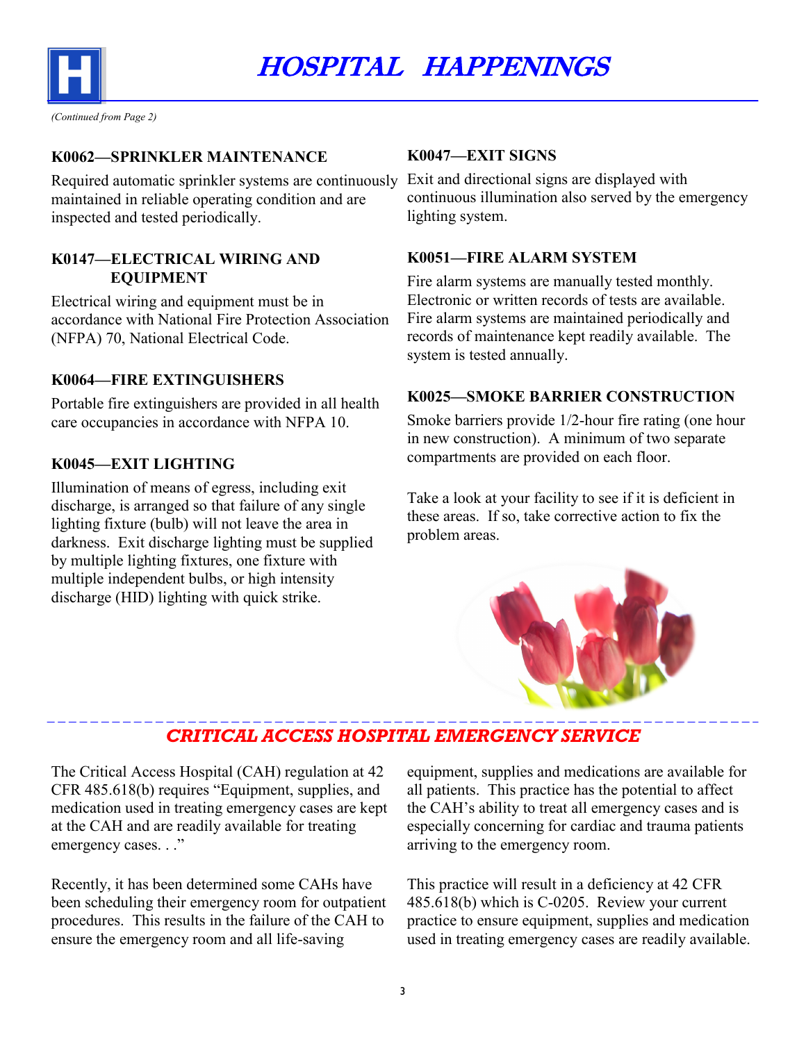# HOSPITAL HAPPENINGS

*(Continued from Page 2)*

### K0062—SPRINKLER MAINTENANCE

Required automatic sprinkler systems are continuously maintained in reliable operating condition and are inspected and tested periodically.

### K0147—ELECTRICAL WIRING AND EQUIPMENT

Electrical wiring and equipment must be in accordance with National Fire Protection Association (NFPA) 70, National Electrical Code.

### K0064—FIRE EXTINGUISHERS

Portable fire extinguishers are provided in all health care occupancies in accordance with NFPA 10.

### K0045—EXIT LIGHTING

Illumination of means of egress, including exit discharge, is arranged so that failure of any single lighting fixture (bulb) will not leave the area in darkness. Exit discharge lighting must be supplied by multiple lighting fixtures, one fixture with multiple independent bulbs, or high intensity discharge (HID) lighting with quick strike.

### K0047—EXIT SIGNS

Exit and directional signs are displayed with continuous illumination also served by the emergency lighting system.

### K0051—FIRE ALARM SYSTEM

Fire alarm systems are manually tested monthly. Electronic or written records of tests are available. Fire alarm systems are maintained periodically and records of maintenance kept readily available. The system is tested annually.

### K0025—SMOKE BARRIER CONSTRUCTION

Smoke barriers provide 1/2-hour fire rating (one hour in new construction). A minimum of two separate compartments are provided on each floor.

Take a look at your facility to see if it is deficient in these areas. If so, take corrective action to fix the problem areas.

## *CRITICAL ACCESS HOSPITAL EMERGENCY SERVICE*

The Critical Access Hospital (CAH) regulation at 42 CFR 485.618(b) requires "Equipment, supplies, and medication used in treating emergency cases are kept at the CAH and are readily available for treating emergency cases. . ."

Recently, it has been determined some CAHs have been scheduling their emergency room for outpatient procedures. This results in the failure of the CAH to ensure the emergency room and all life-saving equipment, supplies and medications are available for all patients. This practice has the potential to affect the CAH's ability to treat all emergency cases and is especially concerning for cardiac and trauma patients arriving to the emergency room.

This practice will result in a deficiency at 42 CFR 485.618(b) which is C-0205. Review your current practice to ensure equipment, supplies and medication used in treating emergency cases are readily available.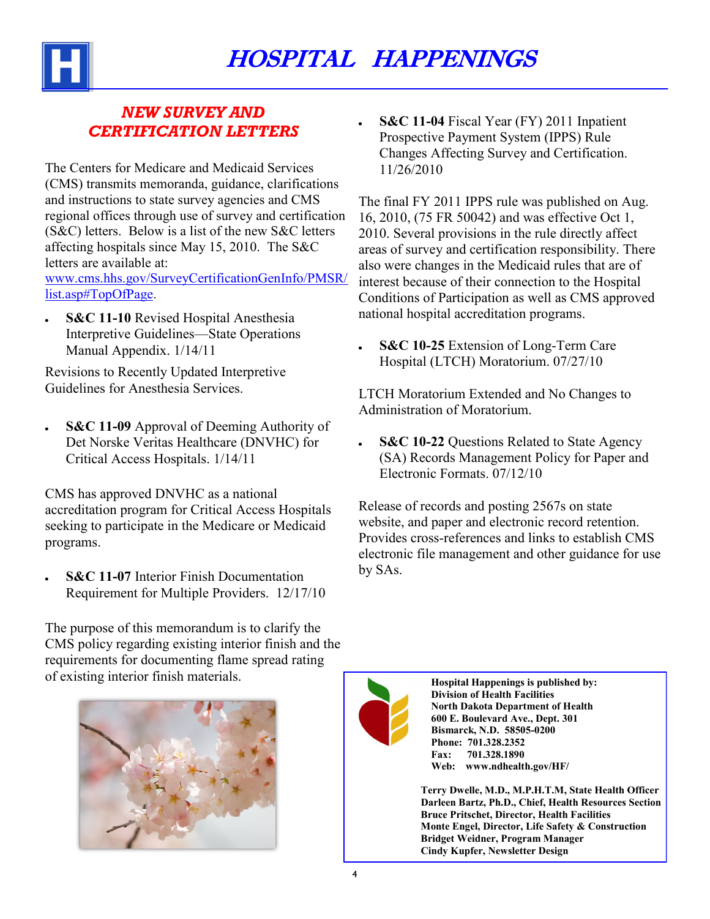# HOSPITAL HAPPENINGS

## NEW SURVEY AND CERTIFICATION LETTERS

The Centers for Medicare and Medicaid Services (CMS) transmits memoranda, guidance, clarifications and instructions to state survey agencies and CMS regional offices through use of survey and certification (S&C) letters. Below is a list of the new S&C letters affecting hospitals since May 15, 2010. The S&C letters are available at: www.cms.hhs.gov/SurveyCertificationGenInfo/PMSR/list.asp#TopOfPage.

- **S&C 11-10** Revised Hospital Anesthesia Interpretive Guidelines—State Operations Manual Appendix. 1/14/11

Revisions to Recently Updated Interpretive Guidelines for Anesthesia Services.

- **S&C 11-09** Approval of Deeming Authority of Det Norske Veritas Healthcare (DNVHC) for Critical Access Hospitals. 1/14/11

CMS has approved DNVHC as a national accreditation program for Critical Access Hospitals seeking to participate in the Medicare or Medicaid programs.

- **S&C 11-07** Interior Finish Documentation Requirement for Multiple Providers. 12/17/10

The purpose of this memorandum is to clarify the CMS policy regarding existing interior finish and the requirements for documenting flame spread rating of existing interior finish materials.

- **S&C 11-04** Fiscal Year (FY) 2011 Inpatient Prospective Payment System (IPPS) Rule Changes Affecting Survey and Certification. 11/26/2010

The final FY 2011 IPPS rule was published on Aug. 16, 2010, (75 FR 50042) and was effective Oct 1, 2010. Several provisions in the rule directly affect areas of survey and certification responsibility. There also were changes in the Medicaid rules that are of interest because of their connection to the Hospital Conditions of Participation as well as CMS approved national hospital accreditation programs.

- **S&C 10-25** Extension of Long-Term Care Hospital (LTCH) Moratorium. 07/27/10

LTCH Moratorium Extended and No Changes to Administration of Moratorium.

- **S&C 10-22** Questions Related to State Agency (SA) Records Management Policy for Paper and Electronic Formats. 07/12/10

Release of records and posting 2567s on state website, and paper and electronic record retention. Provides cross-references and links to establish CMS electronic file management and other guidance for use by SAs.

**Hospital Happenings is published by:**
**Division of Health Facilities**
**North Dakota Department of Health**
**600 E. Boulevard Ave., Dept. 301**
**Bismarck, N.D. 58505-0200**
**Phone: 701.328.2352**
**Fax: 701.328.1890**
**Web: www.ndhealth.gov/HF/**

**Terry Dwelle, M.D., M.P.H.T.M, State Health Officer**
**Darleen Bartz, Ph.D., Chief, Health Resources Section**
**Bruce Pritschet, Director, Health Facilities**
**Monte Engel, Director, Life Safety & Construction**
**Bridget Weidner, Program Manager**
**Cindy Kupfer, Newsletter Design**